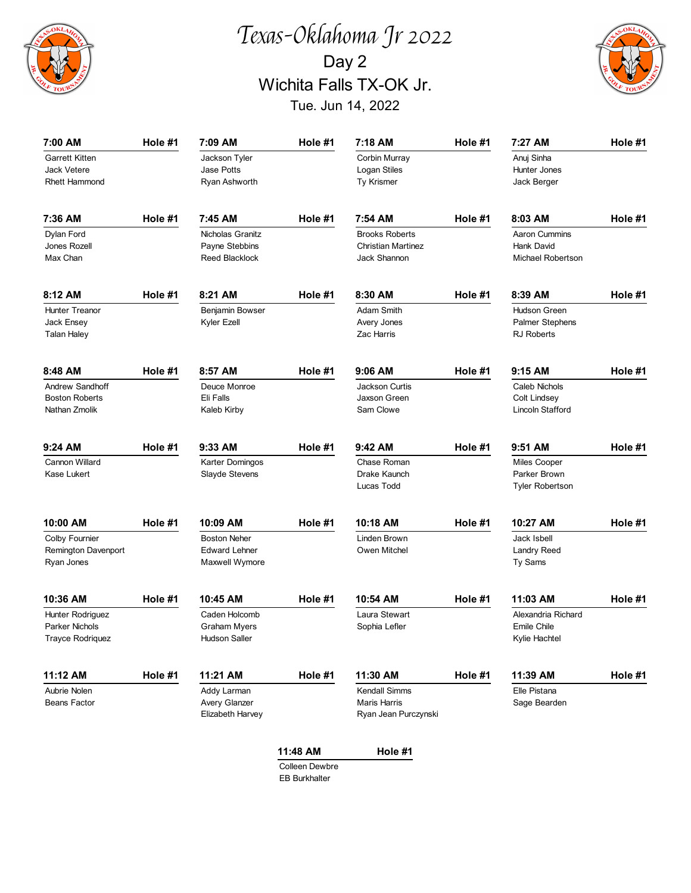# Texas-Oklahoma Jr 2022

## Day 2

## Wichita Falls TX-OK Jr.

### Tue. Jun 14, 2022

| Time | Hole | Players |
|---|---|---|
| 7:00 AM | Hole #1 | Garrett Kitten, Jack Vetere, Rhett Hammond |
| 7:09 AM | Hole #1 | Jackson Tyler, Jase Potts, Ryan Ashworth |
| 7:18 AM | Hole #1 | Corbin Murray, Logan Stiles, Ty Krismer |
| 7:27 AM | Hole #1 | Anuj Sinha, Hunter Jones, Jack Berger |
| 7:36 AM | Hole #1 | Dylan Ford, Jones Rozell, Max Chan |
| 7:45 AM | Hole #1 | Nicholas Granitz, Payne Stebbins, Reed Blacklock |
| 7:54 AM | Hole #1 | Brooks Roberts, Christian Martinez, Jack Shannon |
| 8:03 AM | Hole #1 | Aaron Cummins, Hank David, Michael Robertson |
| 8:12 AM | Hole #1 | Hunter Treanor, Jack Ensey, Talan Haley |
| 8:21 AM | Hole #1 | Benjamin Bowser, Kyler Ezell |
| 8:30 AM | Hole #1 | Adam Smith, Avery Jones, Zac Harris |
| 8:39 AM | Hole #1 | Hudson Green, Palmer Stephens, RJ Roberts |
| 8:48 AM | Hole #1 | Andrew Sandhoff, Boston Roberts, Nathan Zmolik |
| 8:57 AM | Hole #1 | Deuce Monroe, Eli Falls, Kaleb Kirby |
| 9:06 AM | Hole #1 | Jackson Curtis, Jaxson Green, Sam Clowe |
| 9:15 AM | Hole #1 | Caleb Nichols, Colt Lindsey, Lincoln Stafford |
| 9:24 AM | Hole #1 | Cannon Willard, Kase Lukert |
| 9:33 AM | Hole #1 | Karter Domingos, Slayde Stevens |
| 9:42 AM | Hole #1 | Chase Roman, Drake Kaunch, Lucas Todd |
| 9:51 AM | Hole #1 | Miles Cooper, Parker Brown, Tyler Robertson |
| 10:00 AM | Hole #1 | Colby Fournier, Remington Davenport, Ryan Jones |
| 10:09 AM | Hole #1 | Boston Neher, Edward Lehner, Maxwell Wymore |
| 10:18 AM | Hole #1 | Linden Brown, Owen Mitchel |
| 10:27 AM | Hole #1 | Jack Isbell, Landry Reed, Ty Sams |
| 10:36 AM | Hole #1 | Hunter Rodriguez, Parker Nichols, Trayce Rodriquez |
| 10:45 AM | Hole #1 | Caden Holcomb, Graham Myers, Hudson Saller |
| 10:54 AM | Hole #1 | Laura Stewart, Sophia Lefler |
| 11:03 AM | Hole #1 | Alexandria Richard, Emile Chile, Kylie Hachtel |
| 11:12 AM | Hole #1 | Aubrie Nolen, Beans Factor |
| 11:21 AM | Hole #1 | Addy Larman, Avery Glanzer, Elizabeth Harvey |
| 11:30 AM | Hole #1 | Kendall Simms, Maris Harris, Ryan Jean Purczynski |
| 11:39 AM | Hole #1 | Elle Pistana, Sage Bearden |
| 11:48 AM | Hole #1 | Colleen Dewbre, EB Burkhalter |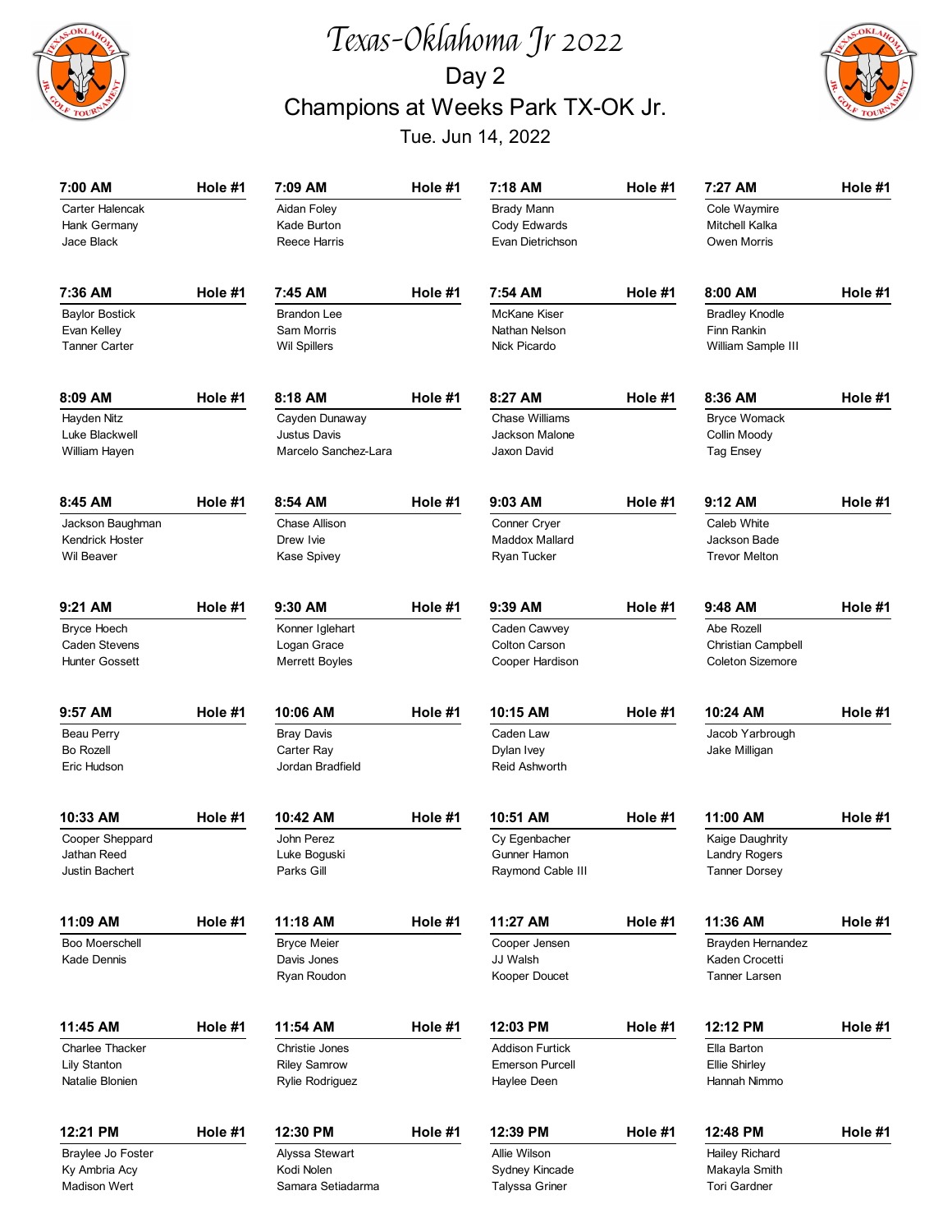# Texas-Oklahoma Jr 2022

## Day 2

## Champions at Weeks Park TX-OK Jr.

Tue. Jun 14, 2022

| Time | Hole | Players |
|---|---|---|
| 7:00 AM | Hole #1 | Carter Halencak, Hank Germany, Jace Black |
| 7:09 AM | Hole #1 | Aidan Foley, Kade Burton, Reece Harris |
| 7:18 AM | Hole #1 | Brady Mann, Cody Edwards, Evan Dietrichson |
| 7:27 AM | Hole #1 | Cole Waymire, Mitchell Kalka, Owen Morris |
| 7:36 AM | Hole #1 | Baylor Bostick, Evan Kelley, Tanner Carter |
| 7:45 AM | Hole #1 | Brandon Lee, Sam Morris, Wil Spillers |
| 7:54 AM | Hole #1 | McKane Kiser, Nathan Nelson, Nick Picardo |
| 8:00 AM | Hole #1 | Bradley Knodle, Finn Rankin, William Sample III |
| 8:09 AM | Hole #1 | Hayden Nitz, Luke Blackwell, William Hayen |
| 8:18 AM | Hole #1 | Cayden Dunaway, Justus Davis, Marcelo Sanchez-Lara |
| 8:27 AM | Hole #1 | Chase Williams, Jackson Malone, Jaxon David |
| 8:36 AM | Hole #1 | Bryce Womack, Collin Moody, Tag Ensey |
| 8:45 AM | Hole #1 | Jackson Baughman, Kendrick Hoster, Wil Beaver |
| 8:54 AM | Hole #1 | Chase Allison, Drew Ivie, Kase Spivey |
| 9:03 AM | Hole #1 | Conner Cryer, Maddox Mallard, Ryan Tucker |
| 9:12 AM | Hole #1 | Caleb White, Jackson Bade, Trevor Melton |
| 9:21 AM | Hole #1 | Bryce Hoech, Caden Stevens, Hunter Gossett |
| 9:30 AM | Hole #1 | Konner Iglehart, Logan Grace, Merrett Boyles |
| 9:39 AM | Hole #1 | Caden Cawvey, Colton Carson, Cooper Hardison |
| 9:48 AM | Hole #1 | Abe Rozell, Christian Campbell, Coleton Sizemore |
| 9:57 AM | Hole #1 | Beau Perry, Bo Rozell, Eric Hudson |
| 10:06 AM | Hole #1 | Bray Davis, Carter Ray, Jordan Bradfield |
| 10:15 AM | Hole #1 | Caden Law, Dylan Ivey, Reid Ashworth |
| 10:24 AM | Hole #1 | Jacob Yarbrough, Jake Milligan |
| 10:33 AM | Hole #1 | Cooper Sheppard, Jathan Reed, Justin Bachert |
| 10:42 AM | Hole #1 | John Perez, Luke Boguski, Parks Gill |
| 10:51 AM | Hole #1 | Cy Egenbacher, Gunner Hamon, Raymond Cable III |
| 11:00 AM | Hole #1 | Kaige Daughrity, Landry Rogers, Tanner Dorsey |
| 11:09 AM | Hole #1 | Boo Moerschell, Kade Dennis |
| 11:18 AM | Hole #1 | Bryce Meier, Davis Jones, Ryan Roudon |
| 11:27 AM | Hole #1 | Cooper Jensen, JJ Walsh, Kooper Doucet |
| 11:36 AM | Hole #1 | Brayden Hernandez, Kaden Crocetti, Tanner Larsen |
| 11:45 AM | Hole #1 | Charlee Thacker, Lily Stanton, Natalie Blonien |
| 11:54 AM | Hole #1 | Christie Jones, Riley Samrow, Rylie Rodriguez |
| 12:03 PM | Hole #1 | Addison Furtick, Emerson Purcell, Haylee Deen |
| 12:12 PM | Hole #1 | Ella Barton, Ellie Shirley, Hannah Nimmo |
| 12:21 PM | Hole #1 | Braylee Jo Foster, Ky Ambria Acy, Madison Wert |
| 12:30 PM | Hole #1 | Alyssa Stewart, Kodi Nolen, Samara Setiadarma |
| 12:39 PM | Hole #1 | Allie Wilson, Sydney Kincade, Talyssa Griner |
| 12:48 PM | Hole #1 | Hailey Richard, Makayla Smith, Tori Gardner |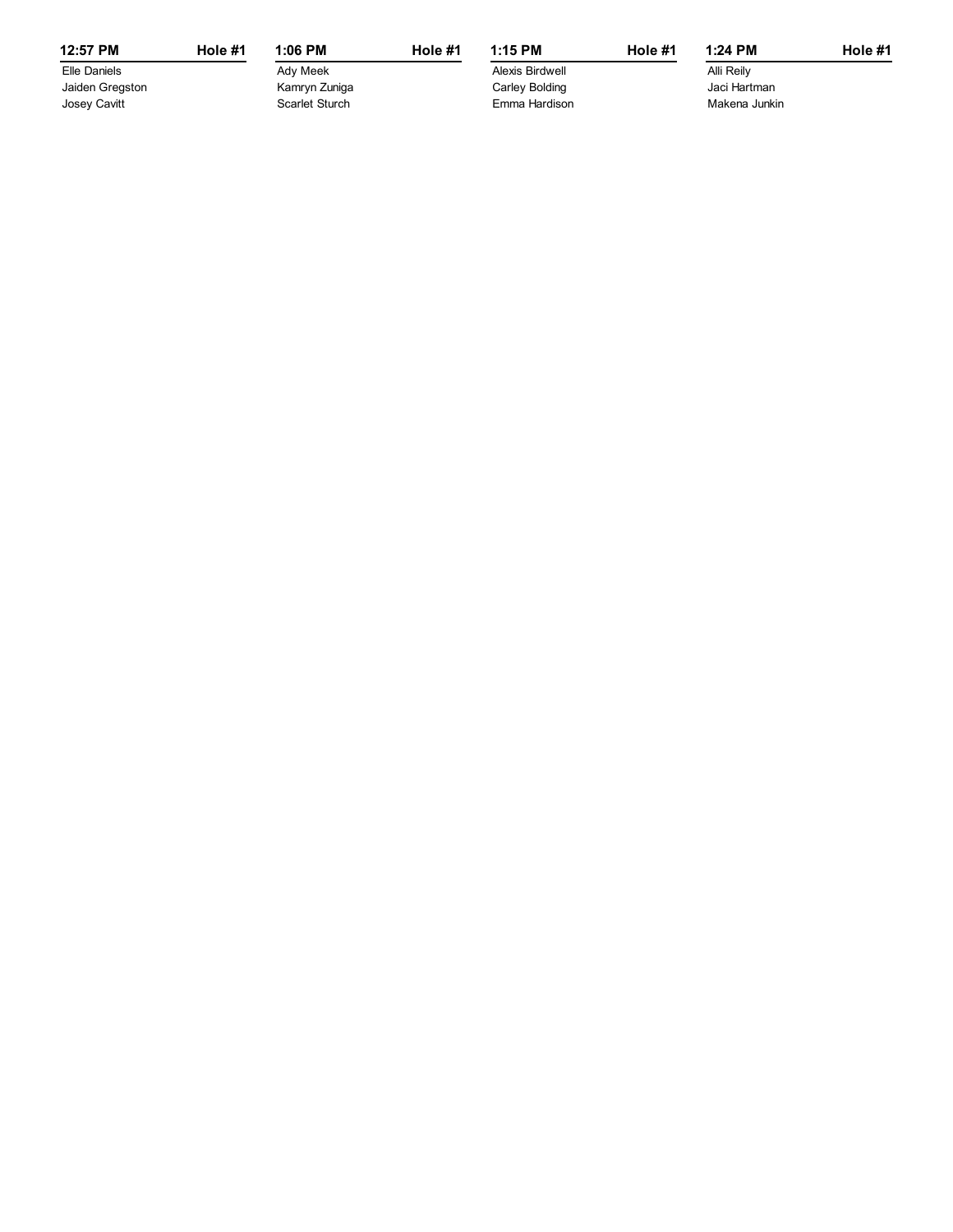| 12:57 PM | Hole #1 |
| --- | --- |
| Elle Daniels | |
| Jaiden Gregston | |
| Josey Cavitt | |

| 1:06 PM | Hole #1 |
| --- | --- |
| Ady Meek | |
| Kamryn Zuniga | |
| Scarlet Sturch | |

| 1:15 PM | Hole #1 |
| --- | --- |
| Alexis Birdwell | |
| Carley Bolding | |
| Emma Hardison | |

| 1:24 PM | Hole #1 |
| --- | --- |
| Alli Reily | |
| Jaci Hartman | |
| Makena Junkin | |